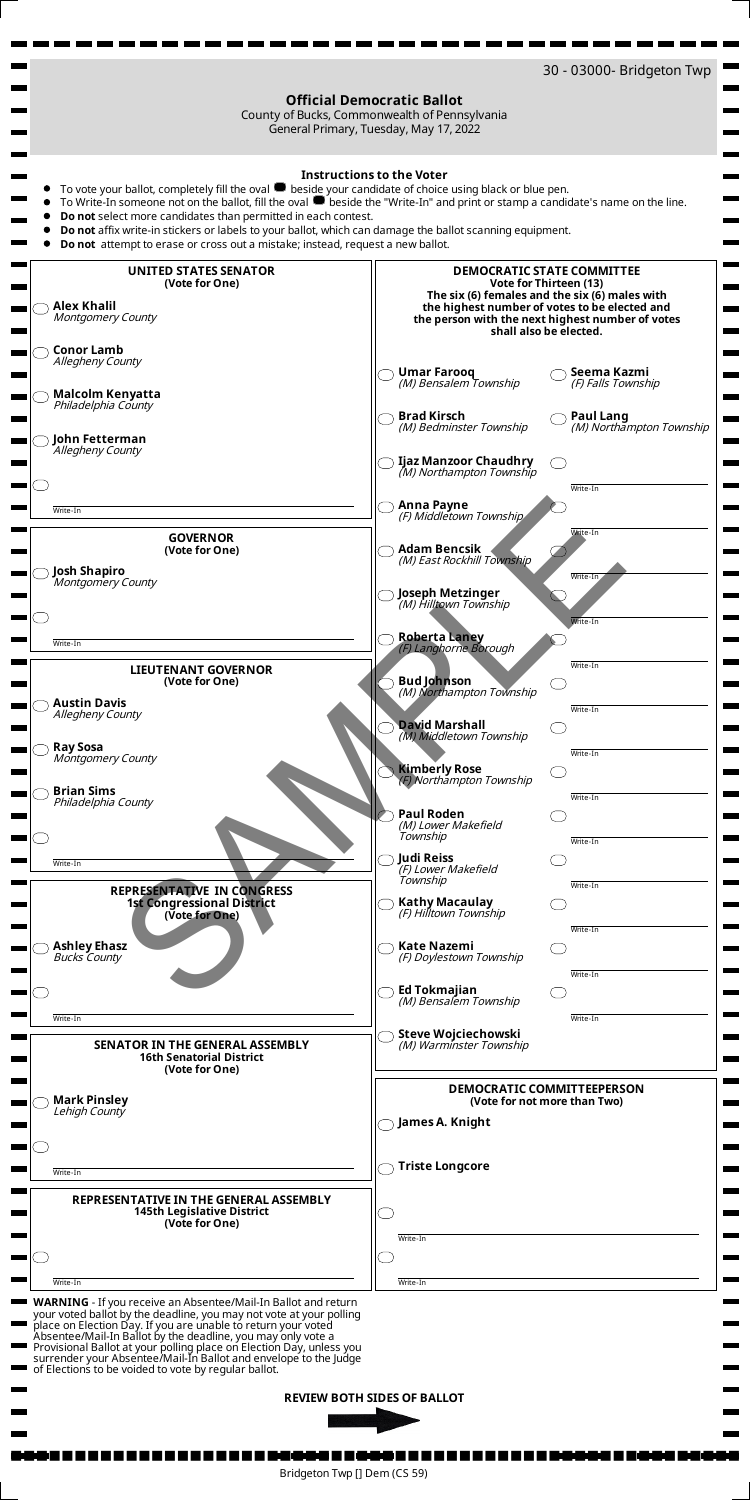30 - 03000- Bridgeton Twp

# Official Democratic Ballot

County of Bucks, Commonwealth of Pennsylvania
General Primary, Tuesday, May 17, 2022

## Instructions to the Voter

- To vote your ballot, completely fill the oval beside your candidate of choice using black or blue pen.
- To Write-In someone not on the ballot, fill the oval beside the "Write-In" and print or stamp a candidate's name on the line.
- **Do not** select more candidates than permitted in each contest.
- **Do not** affix write-in stickers or labels to your ballot, which can damage the ballot scanning equipment.
- **Do not** attempt to erase or cross out a mistake; instead, request a new ballot.

### UNITED STATES SENATOR
**(Vote for One)**

- **Alex Khalil** — *Montgomery County*
- **Conor Lamb** — *Allegheny County*
- **Malcolm Kenyatta** — *Philadelphia County*
- **John Fetterman** — *Allegheny County*
- Write-In

### GOVERNOR
**(Vote for One)**

- **Josh Shapiro** — *Montgomery County*
- Write-In

### LIEUTENANT GOVERNOR
**(Vote for One)**

- **Austin Davis** — *Allegheny County*
- **Ray Sosa** — *Montgomery County*
- **Brian Sims** — *Philadelphia County*
- Write-In

### REPRESENTATIVE IN CONGRESS
**1st Congressional District**
**(Vote for One)**

- **Ashley Ehasz** — *Bucks County*
- Write-In

### SENATOR IN THE GENERAL ASSEMBLY
**16th Senatorial District**
**(Vote for One)**

- **Mark Pinsley** — *Lehigh County*
- Write-In

### REPRESENTATIVE IN THE GENERAL ASSEMBLY
**145th Legislative District**
**(Vote for One)**

- Write-In

### DEMOCRATIC STATE COMMITTEE
**Vote for Thirteen (13)**
**The six (6) females and the six (6) males with the highest number of votes to be elected and the person with the next highest number of votes shall also be elected.**

- **Umar Farooq** — *(M) Bensalem Township*
- **Brad Kirsch** — *(M) Bedminster Township*
- **Ijaz Manzoor Chaudhry** — *(M) Northampton Township*
- **Anna Payne** — *(F) Middletown Township*
- **Adam Bencsik** — *(M) East Rockhill Township*
- **Joseph Metzinger** — *(M) Hilltown Township*
- **Roberta Laney** — *(F) Langhorne Borough*
- **Bud Johnson** — *(M) Northampton Township*
- **David Marshall** — *(M) Middletown Township*
- **Kimberly Rose** — *(F) Northampton Township*
- **Paul Roden** — *(M) Lower Makefield Township*
- **Judi Reiss** — *(F) Lower Makefield Township*
- **Kathy Macaulay** — *(F) Hilltown Township*
- **Kate Nazemi** — *(F) Doylestown Township*
- **Ed Tokmajian** — *(M) Bensalem Township*
- **Steve Wojciechowski** — *(M) Warminster Township*
- **Seema Kazmi** — *(F) Falls Township*
- **Paul Lang** — *(M) Northampton Township*
- Write-In
- Write-In
- Write-In
- Write-In
- Write-In
- Write-In
- Write-In
- Write-In
- Write-In
- Write-In
- Write-In
- Write-In
- Write-In

### DEMOCRATIC COMMITTEEPERSON
**(Vote for not more than Two)**

- **James A. Knight**
- **Triste Longcore**
- Write-In
- Write-In

**WARNING** - If you receive an Absentee/Mail-In Ballot and return your voted ballot by the deadline, you may not vote at your polling place on Election Day. If you are unable to return your voted Absentee/Mail-In Ballot by the deadline, you may only vote a Provisional Ballot at your polling place on Election Day, unless you surrender your Absentee/Mail-In Ballot and envelope to the Judge of Elections to be voided to vote by regular ballot.

**REVIEW BOTH SIDES OF BALLOT**

SAMPLE

Bridgeton Twp [] Dem (CS 59)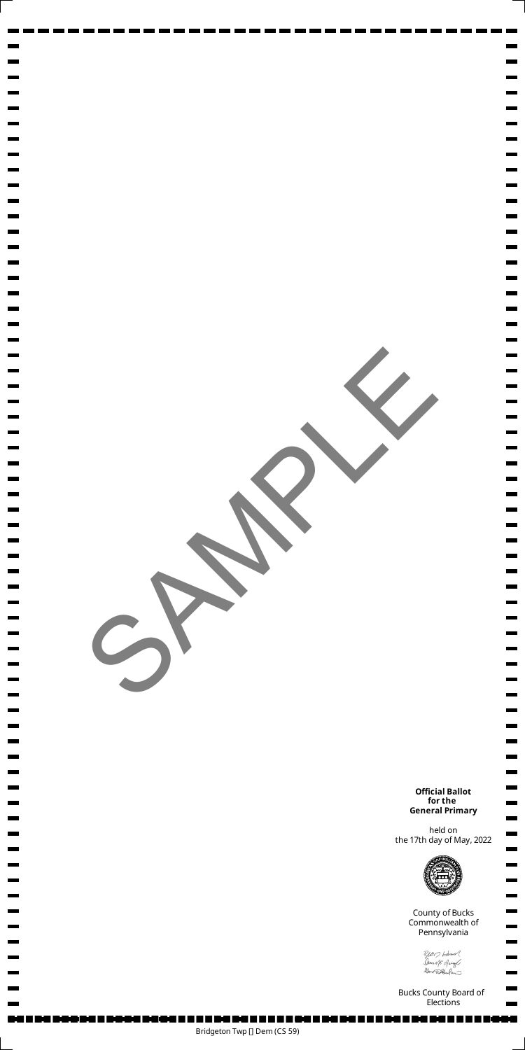SAMPLE

**Official Ballot**
**for the**
**General Primary**

held on
the 17th day of May, 2022

County of Bucks
Commonwealth of
Pennsylvania

Bucks County Board of
Elections

Bridgeton Twp [] Dem (CS 59)